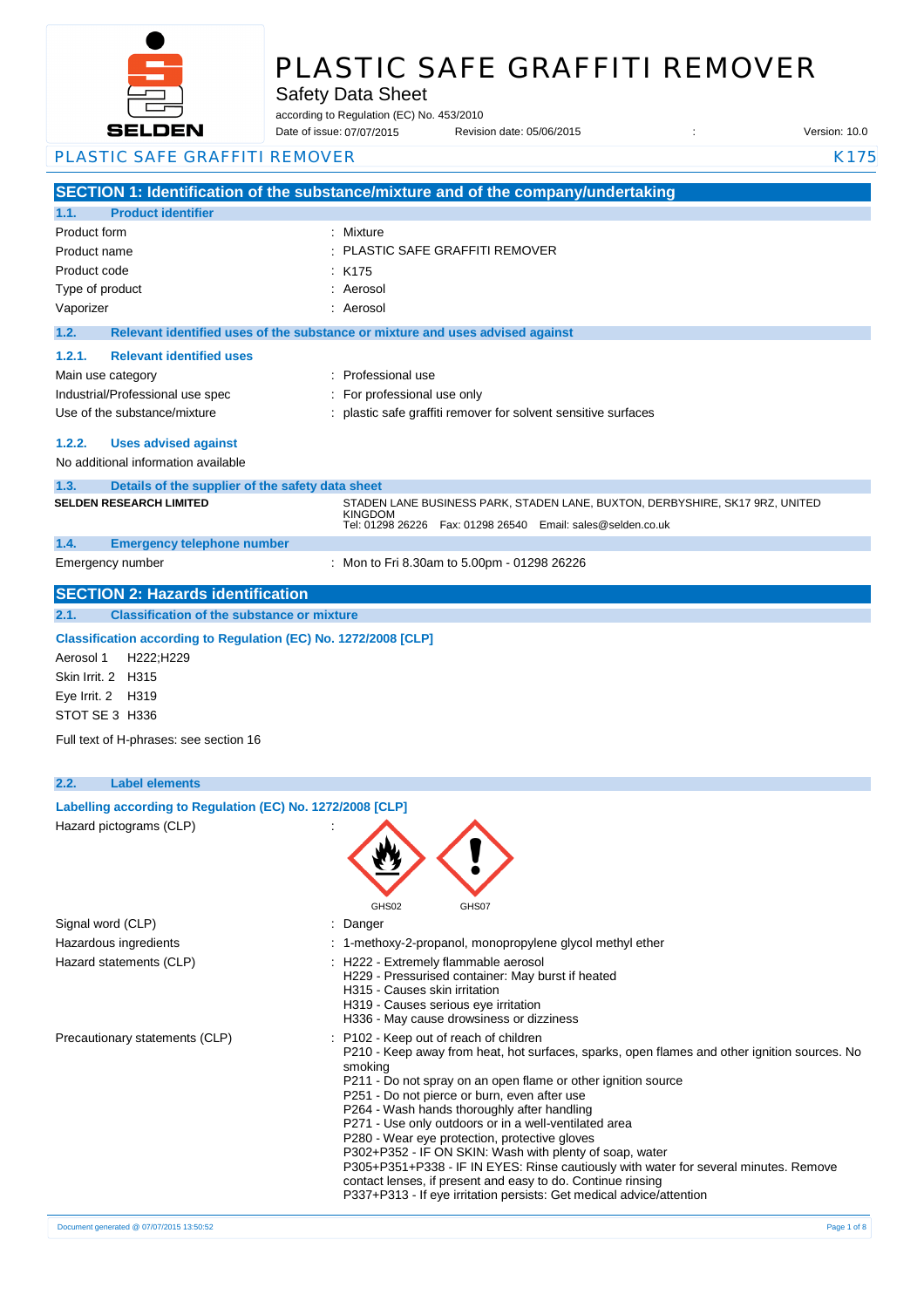# PLASTIC SAFE GRAFFITI REMOVER

Safety Data Sheet

according to Regulation (EC) No. 453/2010

Date of issue: 07/07/2015 Revision date: 05/06/2015 : Version: 10.0

PLASTIC SAFE GRAFFITI REMOVER K175

## SECTION 1: Identification of the substance/mixture and of the company/undertaking

### 1.1. Product identifier

| | |
|---|---|
| Product form | : Mixture |
| Product name | : PLASTIC SAFE GRAFFITI REMOVER |
| Product code | : K175 |
| Type of product | : Aerosol |
| Vaporizer | : Aerosol |

### 1.2. Relevant identified uses of the substance or mixture and uses advised against

#### 1.2.1. Relevant identified uses

| | |
|---|---|
| Main use category | : Professional use |
| Industrial/Professional use spec | : For professional use only |
| Use of the substance/mixture | : plastic safe graffiti remover for solvent sensitive surfaces |

#### 1.2.2. Uses advised against

No additional information available

### 1.3. Details of the supplier of the safety data sheet

**SELDEN RESEARCH LIMITED**

STADEN LANE BUSINESS PARK, STADEN LANE, BUXTON, DERBYSHIRE, SK17 9RZ, UNITED KINGDOM

Tel: 01298 26226 Fax: 01298 26540 Email: sales@selden.co.uk

### 1.4. Emergency telephone number

| | |
|---|---|
| Emergency number | : Mon to Fri 8.30am to 5.00pm - 01298 26226 |

## SECTION 2: Hazards identification

### 2.1. Classification of the substance or mixture

**Classification according to Regulation (EC) No. 1272/2008 [CLP]**

Aerosol 1 H222;H229

Skin Irrit. 2 H315

Eye Irrit. 2 H319

STOT SE 3 H336

Full text of H-phrases: see section 16

### 2.2. Label elements

**Labelling according to Regulation (EC) No. 1272/2008 [CLP]**

Hazard pictograms (CLP) :

GHS02 GHS07

| | |
|---|---|
| Signal word (CLP) | : Danger |
| Hazardous ingredients | : 1-methoxy-2-propanol, monopropylene glycol methyl ether |
| Hazard statements (CLP) | : H222 - Extremely flammable aerosol<br>H229 - Pressurised container: May burst if heated<br>H315 - Causes skin irritation<br>H319 - Causes serious eye irritation<br>H336 - May cause drowsiness or dizziness |
| Precautionary statements (CLP) | : P102 - Keep out of reach of children<br>P210 - Keep away from heat, hot surfaces, sparks, open flames and other ignition sources. No smoking<br>P211 - Do not spray on an open flame or other ignition source<br>P251 - Do not pierce or burn, even after use<br>P264 - Wash hands thoroughly after handling<br>P271 - Use only outdoors or in a well-ventilated area<br>P280 - Wear eye protection, protective gloves<br>P302+P352 - IF ON SKIN: Wash with plenty of soap, water<br>P305+P351+P338 - IF IN EYES: Rinse cautiously with water for several minutes. Remove contact lenses, if present and easy to do. Continue rinsing<br>P337+P313 - If eye irritation persists: Get medical advice/attention |

Document generated @ 07/07/2015 13:50:52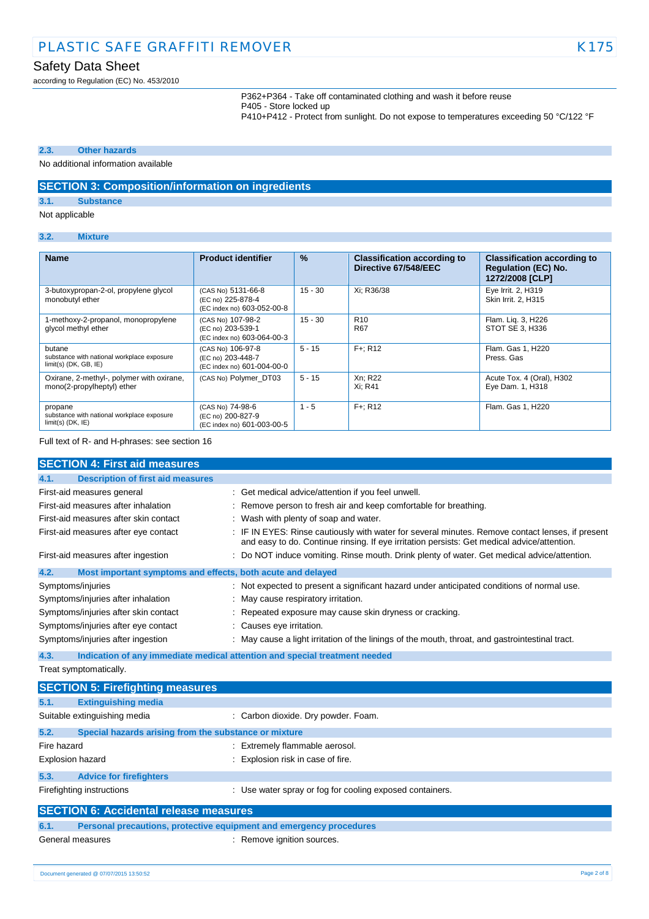P362+P364 - Take off contaminated clothing and wash it before reuse
P405 - Store locked up
P410+P412 - Protect from sunlight. Do not expose to temperatures exceeding 50 °C/122 °F

### 2.3. Other hazards

No additional information available

## SECTION 3: Composition/information on ingredients

### 3.1. Substance

Not applicable

### 3.2. Mixture

| Name | Product identifier | % | Classification according to Directive 67/548/EEC | Classification according to Regulation (EC) No. 1272/2008 [CLP] |
|---|---|---|---|---|
| 3-butoxypropan-2-ol, propylene glycol monobutyl ether | (CAS No) 5131-66-8<br>(EC no) 225-878-4<br>(EC index no) 603-052-00-8 | 15 - 30 | Xi; R36/38 | Eye Irrit. 2, H319<br>Skin Irrit. 2, H315 |
| 1-methoxy-2-propanol, monopropylene glycol methyl ether | (CAS No) 107-98-2<br>(EC no) 203-539-1<br>(EC index no) 603-064-00-3 | 15 - 30 | R10<br>R67 | Flam. Liq. 3, H226<br>STOT SE 3, H336 |
| butane<br>substance with national workplace exposure limit(s) (DK, GB, IE) | (CAS No) 106-97-8<br>(EC no) 203-448-7<br>(EC index no) 601-004-00-0 | 5 - 15 | F+; R12 | Flam. Gas 1, H220<br>Press. Gas |
| Oxirane, 2-methyl-, polymer with oxirane, mono(2-propylheptyl) ether | (CAS No) Polymer_DT03 | 5 - 15 | Xn; R22<br>Xi; R41 | Acute Tox. 4 (Oral), H302<br>Eye Dam. 1, H318 |
| propane<br>substance with national workplace exposure limit(s) (DK, IE) | (CAS No) 74-98-6<br>(EC no) 200-827-9<br>(EC index no) 601-003-00-5 | 1 - 5 | F+; R12 | Flam. Gas 1, H220 |

Full text of R- and H-phrases: see section 16

## SECTION 4: First aid measures

### 4.1. Description of first aid measures

First-aid measures general : Get medical advice/attention if you feel unwell.

First-aid measures after inhalation : Remove person to fresh air and keep comfortable for breathing.

First-aid measures after skin contact : Wash with plenty of soap and water.

First-aid measures after eye contact : IF IN EYES: Rinse cautiously with water for several minutes. Remove contact lenses, if present and easy to do. Continue rinsing. If eye irritation persists: Get medical advice/attention.

First-aid measures after ingestion : Do NOT induce vomiting. Rinse mouth. Drink plenty of water. Get medical advice/attention.

### 4.2. Most important symptoms and effects, both acute and delayed

Symptoms/injuries : Not expected to present a significant hazard under anticipated conditions of normal use.

Symptoms/injuries after inhalation : May cause respiratory irritation.

Symptoms/injuries after skin contact : Repeated exposure may cause skin dryness or cracking.

Symptoms/injuries after eye contact : Causes eye irritation.

Symptoms/injuries after ingestion : May cause a light irritation of the linings of the mouth, throat, and gastrointestinal tract.

### 4.3. Indication of any immediate medical attention and special treatment needed

Treat symptomatically.

## SECTION 5: Firefighting measures

### 5.1. Extinguishing media

Suitable extinguishing media : Carbon dioxide. Dry powder. Foam.

### 5.2. Special hazards arising from the substance or mixture

Fire hazard : Extremely flammable aerosol.

Explosion hazard : Explosion risk in case of fire.

### 5.3. Advice for firefighters

Firefighting instructions : Use water spray or fog for cooling exposed containers.

## SECTION 6: Accidental release measures

### 6.1. Personal precautions, protective equipment and emergency procedures

General measures : Remove ignition sources.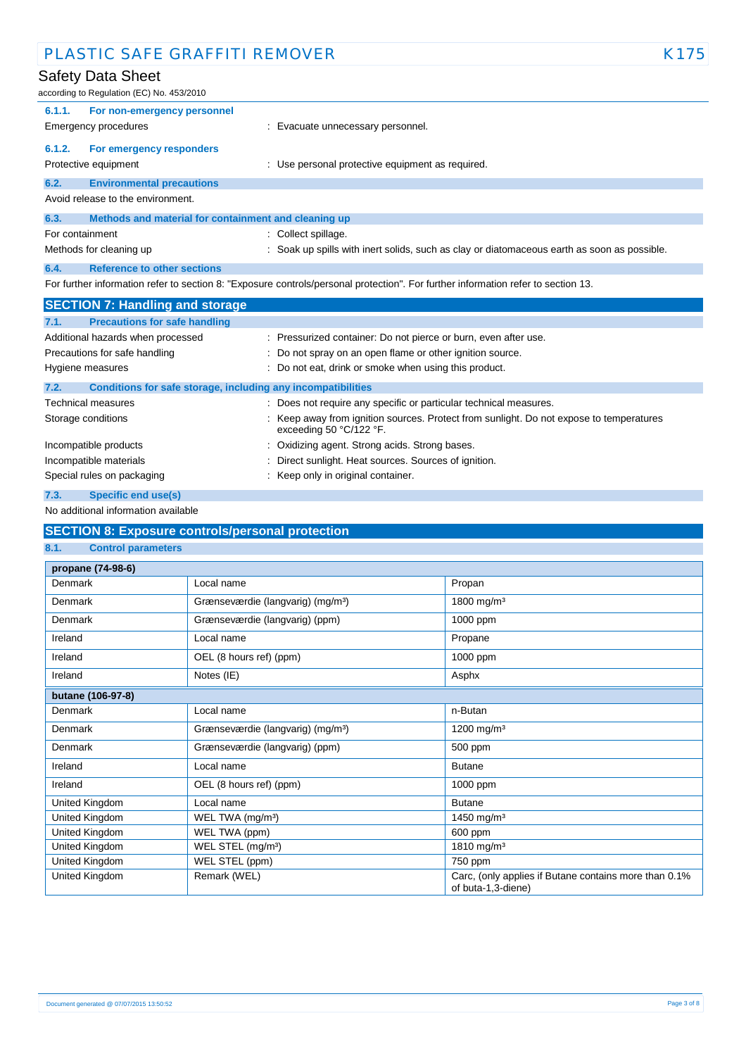#### 6.1.1. For non-emergency personnel

Emergency procedures : Evacuate unnecessary personnel.

#### 6.1.2. For emergency responders

Protective equipment : Use personal protective equipment as required.

### 6.2. Environmental precautions

Avoid release to the environment.

### 6.3. Methods and material for containment and cleaning up

For containment : Collect spillage.

Methods for cleaning up : Soak up spills with inert solids, such as clay or diatomaceous earth as soon as possible.

### 6.4. Reference to other sections

For further information refer to section 8: "Exposure controls/personal protection". For further information refer to section 13.

## SECTION 7: Handling and storage

### 7.1. Precautions for safe handling

Additional hazards when processed : Pressurized container: Do not pierce or burn, even after use.

Precautions for safe handling : Do not spray on an open flame or other ignition source.

Hygiene measures : Do not eat, drink or smoke when using this product.

### 7.2. Conditions for safe storage, including any incompatibilities

Technical measures : Does not require any specific or particular technical measures.

Storage conditions : Keep away from ignition sources. Protect from sunlight. Do not expose to temperatures exceeding 50 °C/122 °F.

Incompatible products : Oxidizing agent. Strong acids. Strong bases.

Incompatible materials : Direct sunlight. Heat sources. Sources of ignition.

Special rules on packaging : Keep only in original container.

### 7.3. Specific end use(s)

No additional information available

## SECTION 8: Exposure controls/personal protection

### 8.1. Control parameters

| propane (74-98-6) | | |
|---|---|---|
| Denmark | Local name | Propan |
| Denmark | Grænseværdie (langvarig) (mg/m³) | 1800 mg/m³ |
| Denmark | Grænseværdie (langvarig) (ppm) | 1000 ppm |
| Ireland | Local name | Propane |
| Ireland | OEL (8 hours ref) (ppm) | 1000 ppm |
| Ireland | Notes (IE) | Asphx |

| butane (106-97-8) | | |
|---|---|---|
| Denmark | Local name | n-Butan |
| Denmark | Grænseværdie (langvarig) (mg/m³) | 1200 mg/m³ |
| Denmark | Grænseværdie (langvarig) (ppm) | 500 ppm |
| Ireland | Local name | Butane |
| Ireland | OEL (8 hours ref) (ppm) | 1000 ppm |
| United Kingdom | Local name | Butane |
| United Kingdom | WEL TWA (mg/m³) | 1450 mg/m³ |
| United Kingdom | WEL TWA (ppm) | 600 ppm |
| United Kingdom | WEL STEL (mg/m³) | 1810 mg/m³ |
| United Kingdom | WEL STEL (ppm) | 750 ppm |
| United Kingdom | Remark (WEL) | Carc, (only applies if Butane contains more than 0.1% of buta-1,3-diene) |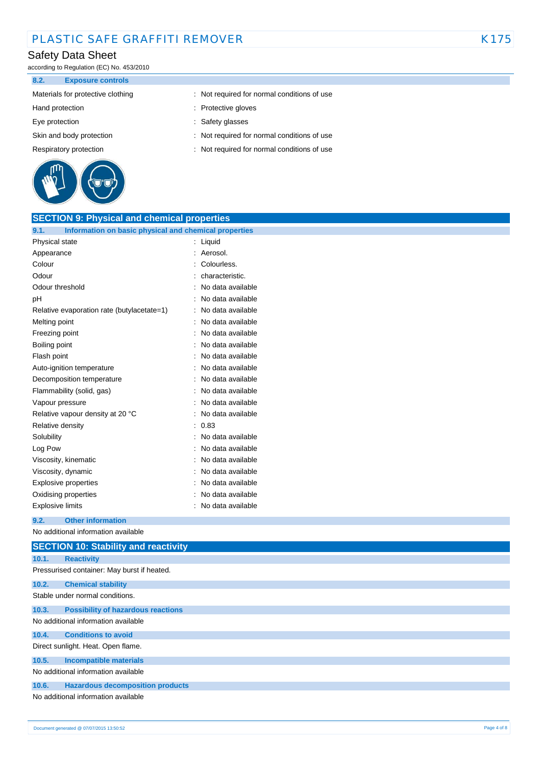#### 8.2. Exposure controls

| | |
|---|---|
| Materials for protective clothing | : Not required for normal conditions of use |
| Hand protection | : Protective gloves |
| Eye protection | : Safety glasses |
| Skin and body protection | : Not required for normal conditions of use |
| Respiratory protection | : Not required for normal conditions of use |

## SECTION 9: Physical and chemical properties

#### 9.1. Information on basic physical and chemical properties

| | |
|---|---|
| Physical state | : Liquid |
| Appearance | : Aerosol. |
| Colour | : Colourless. |
| Odour | : characteristic. |
| Odour threshold | : No data available |
| pH | : No data available |
| Relative evaporation rate (butylacetate=1) | : No data available |
| Melting point | : No data available |
| Freezing point | : No data available |
| Boiling point | : No data available |
| Flash point | : No data available |
| Auto-ignition temperature | : No data available |
| Decomposition temperature | : No data available |
| Flammability (solid, gas) | : No data available |
| Vapour pressure | : No data available |
| Relative vapour density at 20 °C | : No data available |
| Relative density | : 0.83 |
| Solubility | : No data available |
| Log Pow | : No data available |
| Viscosity, kinematic | : No data available |
| Viscosity, dynamic | : No data available |
| Explosive properties | : No data available |
| Oxidising properties | : No data available |
| Explosive limits | : No data available |

#### 9.2. Other information

No additional information available

## SECTION 10: Stability and reactivity

#### 10.1. Reactivity

Pressurised container: May burst if heated.

#### 10.2. Chemical stability

Stable under normal conditions.

#### 10.3. Possibility of hazardous reactions

No additional information available

#### 10.4. Conditions to avoid

Direct sunlight. Heat. Open flame.

#### 10.5. Incompatible materials

No additional information available

#### 10.6. Hazardous decomposition products

No additional information available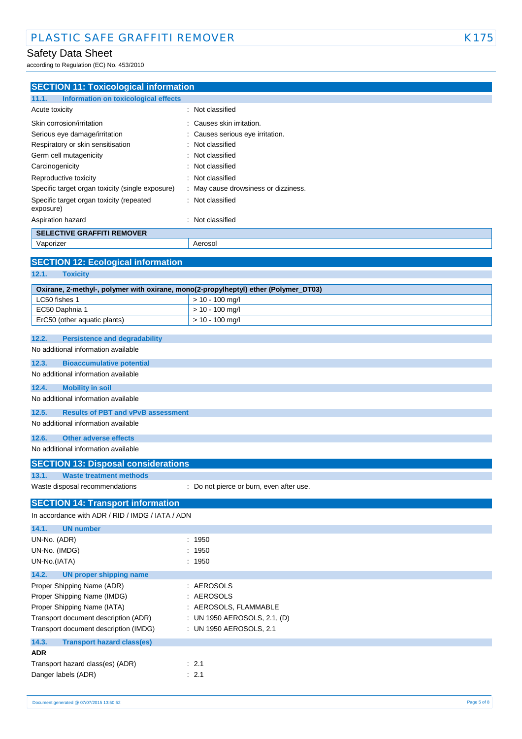## SECTION 11: Toxicological information

### 11.1. Information on toxicological effects

| | |
|---|---|
| Acute toxicity | : Not classified |
| Skin corrosion/irritation | : Causes skin irritation. |
| Serious eye damage/irritation | : Causes serious eye irritation. |
| Respiratory or skin sensitisation | : Not classified |
| Germ cell mutagenicity | : Not classified |
| Carcinogenicity | : Not classified |
| Reproductive toxicity | : Not classified |
| Specific target organ toxicity (single exposure) | : May cause drowsiness or dizziness. |
| Specific target organ toxicity (repeated exposure) | : Not classified |
| Aspiration hazard | : Not classified |

| SELECTIVE GRAFFITI REMOVER | |
|---|---|
| Vaporizer | Aerosol |

## SECTION 12: Ecological information

### 12.1. Toxicity

| Oxirane, 2-methyl-, polymer with oxirane, mono(2-propylheptyl) ether (Polymer_DT03) | |
|---|---|
| LC50 fishes 1 | > 10 - 100 mg/l |
| EC50 Daphnia 1 | > 10 - 100 mg/l |
| ErC50 (other aquatic plants) | > 10 - 100 mg/l |

### 12.2. Persistence and degradability

No additional information available

### 12.3. Bioaccumulative potential

No additional information available

### 12.4. Mobility in soil

No additional information available

### 12.5. Results of PBT and vPvB assessment

No additional information available

### 12.6. Other adverse effects

No additional information available

## SECTION 13: Disposal considerations

### 13.1. Waste treatment methods

Waste disposal recommendations : Do not pierce or burn, even after use.

## SECTION 14: Transport information

In accordance with ADR / RID / IMDG / IATA / ADN

### 14.1. UN number

| | |
|---|---|
| UN-No. (ADR) | : 1950 |
| UN-No. (IMDG) | : 1950 |
| UN-No.(IATA) | : 1950 |

### 14.2. UN proper shipping name

| | |
|---|---|
| Proper Shipping Name (ADR) | : AEROSOLS |
| Proper Shipping Name (IMDG) | : AEROSOLS |
| Proper Shipping Name (IATA) | : AEROSOLS, FLAMMABLE |
| Transport document description (ADR) | : UN 1950 AEROSOLS, 2.1, (D) |
| Transport document description (IMDG) | : UN 1950 AEROSOLS, 2.1 |

### 14.3. Transport hazard class(es)

**ADR**

| | |
|---|---|
| Transport hazard class(es) (ADR) | : 2.1 |
| Danger labels (ADR) | : 2.1 |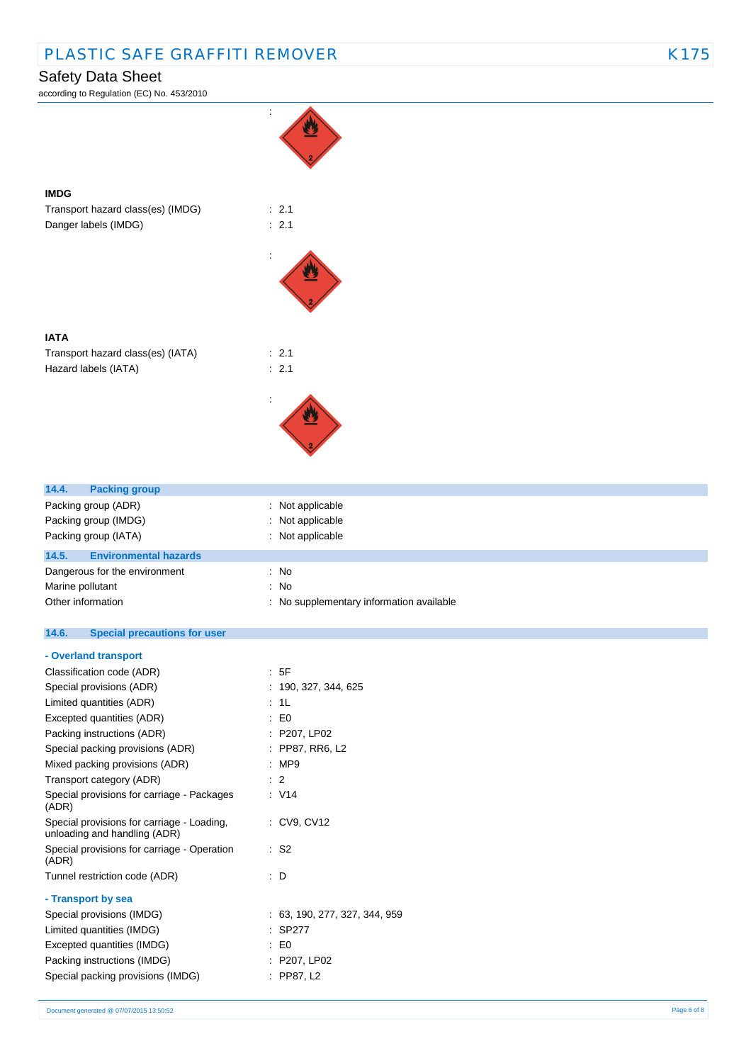:

**IMDG**

Transport hazard class(es) (IMDG) : 2.1

Danger labels (IMDG) : 2.1

:

**IATA**

Transport hazard class(es) (IATA) : 2.1

Hazard labels (IATA) : 2.1

:

## 14.4. Packing group

Packing group (ADR) : Not applicable

Packing group (IMDG) : Not applicable

Packing group (IATA) : Not applicable

## 14.5. Environmental hazards

Dangerous for the environment : No

Marine pollutant : No

Other information : No supplementary information available

## 14.6. Special precautions for user

### - Overland transport

Classification code (ADR) : 5F

Special provisions (ADR) : 190, 327, 344, 625

Limited quantities (ADR) : 1L

Excepted quantities (ADR) : E0

Packing instructions (ADR) : P207, LP02

Special packing provisions (ADR) : PP87, RR6, L2

Mixed packing provisions (ADR) : MP9

Transport category (ADR) : 2

Special provisions for carriage - Packages (ADR) : V14

Special provisions for carriage - Loading, unloading and handling (ADR) : CV9, CV12

Special provisions for carriage - Operation (ADR) : S2

Tunnel restriction code (ADR) : D

### - Transport by sea

Special provisions (IMDG) : 63, 190, 277, 327, 344, 959

Limited quantities (IMDG) : SP277

Excepted quantities (IMDG) : E0

Packing instructions (IMDG) : P207, LP02

Special packing provisions (IMDG) : PP87, L2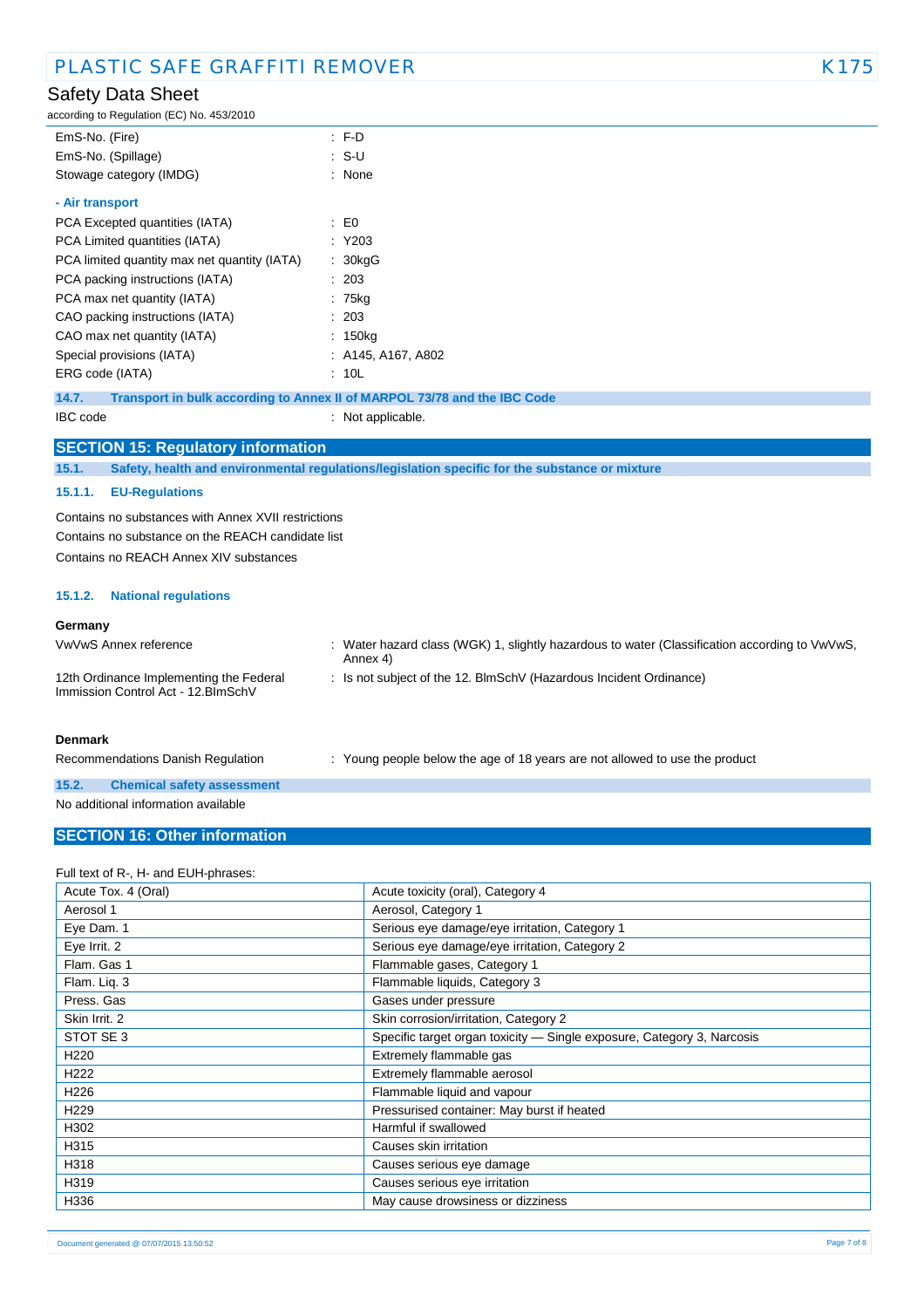| | |
|---|---|
| EmS-No. (Fire) | : F-D |
| EmS-No. (Spillage) | : S-U |
| Stowage category (IMDG) | : None |

**- Air transport**

| | |
|---|---|
| PCA Excepted quantities (IATA) | : E0 |
| PCA Limited quantities (IATA) | : Y203 |
| PCA limited quantity max net quantity (IATA) | : 30kgG |
| PCA packing instructions (IATA) | : 203 |
| PCA max net quantity (IATA) | : 75kg |
| CAO packing instructions (IATA) | : 203 |
| CAO max net quantity (IATA) | : 150kg |
| Special provisions (IATA) | : A145, A167, A802 |
| ERG code (IATA) | : 10L |

### 14.7. Transport in bulk according to Annex II of MARPOL 73/78 and the IBC Code

IBC code : Not applicable.

## SECTION 15: Regulatory information

### 15.1. Safety, health and environmental regulations/legislation specific for the substance or mixture

#### 15.1.1. EU-Regulations

Contains no substances with Annex XVII restrictions

Contains no substance on the REACH candidate list

Contains no REACH Annex XIV substances

#### 15.1.2. National regulations

**Germany**

| | |
|---|---|
| VwVwS Annex reference | : Water hazard class (WGK) 1, slightly hazardous to water (Classification according to VwVwS, Annex 4) |
| 12th Ordinance Implementing the Federal Immission Control Act - 12.BImSchV | : Is not subject of the 12. BlmSchV (Hazardous Incident Ordinance) |

**Denmark**

| | |
|---|---|
| Recommendations Danish Regulation | : Young people below the age of 18 years are not allowed to use the product |

### 15.2. Chemical safety assessment

No additional information available

## SECTION 16: Other information

Full text of R-, H- and EUH-phrases:

| | |
|---|---|
| Acute Tox. 4 (Oral) | Acute toxicity (oral), Category 4 |
| Aerosol 1 | Aerosol, Category 1 |
| Eye Dam. 1 | Serious eye damage/eye irritation, Category 1 |
| Eye Irrit. 2 | Serious eye damage/eye irritation, Category 2 |
| Flam. Gas 1 | Flammable gases, Category 1 |
| Flam. Liq. 3 | Flammable liquids, Category 3 |
| Press. Gas | Gases under pressure |
| Skin Irrit. 2 | Skin corrosion/irritation, Category 2 |
| STOT SE 3 | Specific target organ toxicity — Single exposure, Category 3, Narcosis |
| H220 | Extremely flammable gas |
| H222 | Extremely flammable aerosol |
| H226 | Flammable liquid and vapour |
| H229 | Pressurised container: May burst if heated |
| H302 | Harmful if swallowed |
| H315 | Causes skin irritation |
| H318 | Causes serious eye damage |
| H319 | Causes serious eye irritation |
| H336 | May cause drowsiness or dizziness |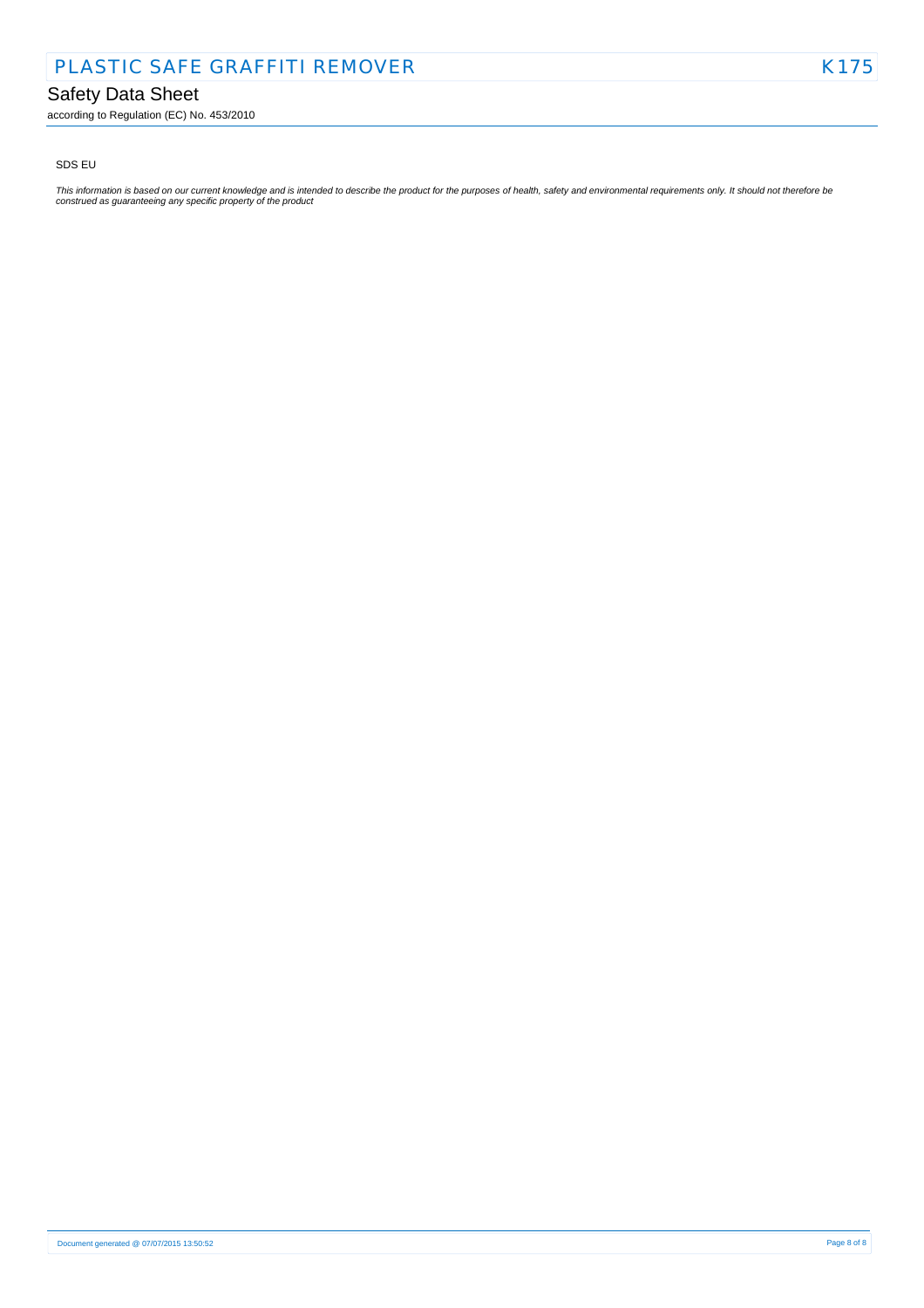SDS EU

*This information is based on our current knowledge and is intended to describe the product for the purposes of health, safety and environmental requirements only. It should not therefore be construed as guaranteeing any specific property of the product*